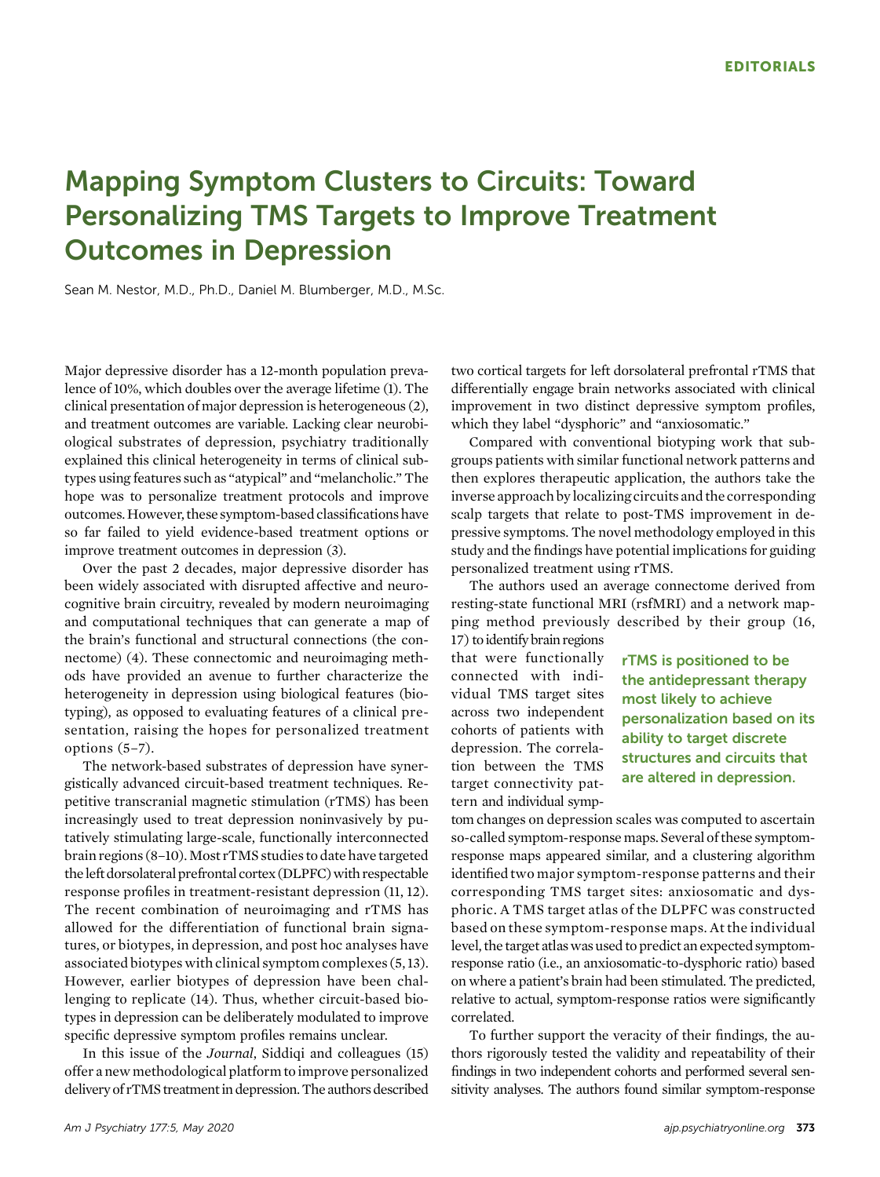# Mapping Symptom Clusters to Circuits: Toward Personalizing TMS Targets to Improve Treatment Outcomes in Depression

Sean M. Nestor, M.D., Ph.D., Daniel M. Blumberger, M.D., M.Sc.

Major depressive disorder has a 12-month population prevalence of 10%, which doubles over the average lifetime (1). The clinical presentation of major depression is heterogeneous (2), and treatment outcomes are variable. Lacking clear neurobiological substrates of depression, psychiatry traditionally explained this clinical heterogeneity in terms of clinical subtypes using features such as "atypical" and "melancholic." The hope was to personalize treatment protocols and improve outcomes. However, these symptom-based classifications have so far failed to yield evidence-based treatment options or improve treatment outcomes in depression (3).

Over the past 2 decades, major depressive disorder has been widely associated with disrupted affective and neurocognitive brain circuitry, revealed by modern neuroimaging and computational techniques that can generate a map of the brain's functional and structural connections (the connectome) (4). These connectomic and neuroimaging methods have provided an avenue to further characterize the heterogeneity in depression using biological features (biotyping), as opposed to evaluating features of a clinical presentation, raising the hopes for personalized treatment options (5–7).

The network-based substrates of depression have synergistically advanced circuit-based treatment techniques. Repetitive transcranial magnetic stimulation (rTMS) has been increasingly used to treat depression noninvasively by putatively stimulating large-scale, functionally interconnected brain regions (8–10). Most rTMS studies to date have targeted the left dorsolateral prefrontal cortex (DLPFC) with respectable response profiles in treatment-resistant depression (11, 12). The recent combination of neuroimaging and rTMS has allowed for the differentiation of functional brain signatures, or biotypes, in depression, and post hoc analyses have associated biotypes with clinical symptom complexes (5, 13). However, earlier biotypes of depression have been challenging to replicate (14). Thus, whether circuit-based biotypes in depression can be deliberately modulated to improve specific depressive symptom profiles remains unclear.

In this issue of the *Journal*, Siddiqi and colleagues (15) offer a new methodological platform to improve personalized delivery of rTMS treatment in depression. The authors described two cortical targets for left dorsolateral prefrontal rTMS that differentially engage brain networks associated with clinical improvement in two distinct depressive symptom profiles, which they label "dysphoric" and "anxiosomatic."

Compared with conventional biotyping work that subgroups patients with similar functional network patterns and then explores therapeutic application, the authors take the inverse approach by localizing circuits and the corresponding scalp targets that relate to post-TMS improvement in depressive symptoms. The novel methodology employed in this study and the findings have potential implications for guiding personalized treatment using rTMS.

The authors used an average connectome derived from resting-state functional MRI (rsfMRI) and a network mapping method previously described by their group (16, 17) to identify brain regions that were functionally connected with individual TMS target sites across two independent cohorts of patients with depression. The correlation between the TMS target connectivity pattern and individual symptom changes on depression scales was computed to ascertain so-called symptom-response maps. Several of these symptom-response maps appeared similar, and a clustering algorithm identified two major symptom-response patterns and their corresponding TMS target sites: anxiosomatic and dysphoric. A TMS target atlas of the DLPFC was constructed based on these symptom-response maps. At the individual level, the target atlas was used to predict an expected symptom-response ratio (i.e., an anxiosomatic-to-dysphoric ratio) based on where a patient's brain had been stimulated. The predicted, relative to actual, symptom-response ratios were significantly correlated.

**rTMS is positioned to be the antidepressant therapy most likely to achieve personalization based on its ability to target discrete structures and circuits that are altered in depression.**

To further support the veracity of their findings, the authors rigorously tested the validity and repeatability of their findings in two independent cohorts and performed several sensitivity analyses. The authors found similar symptom-response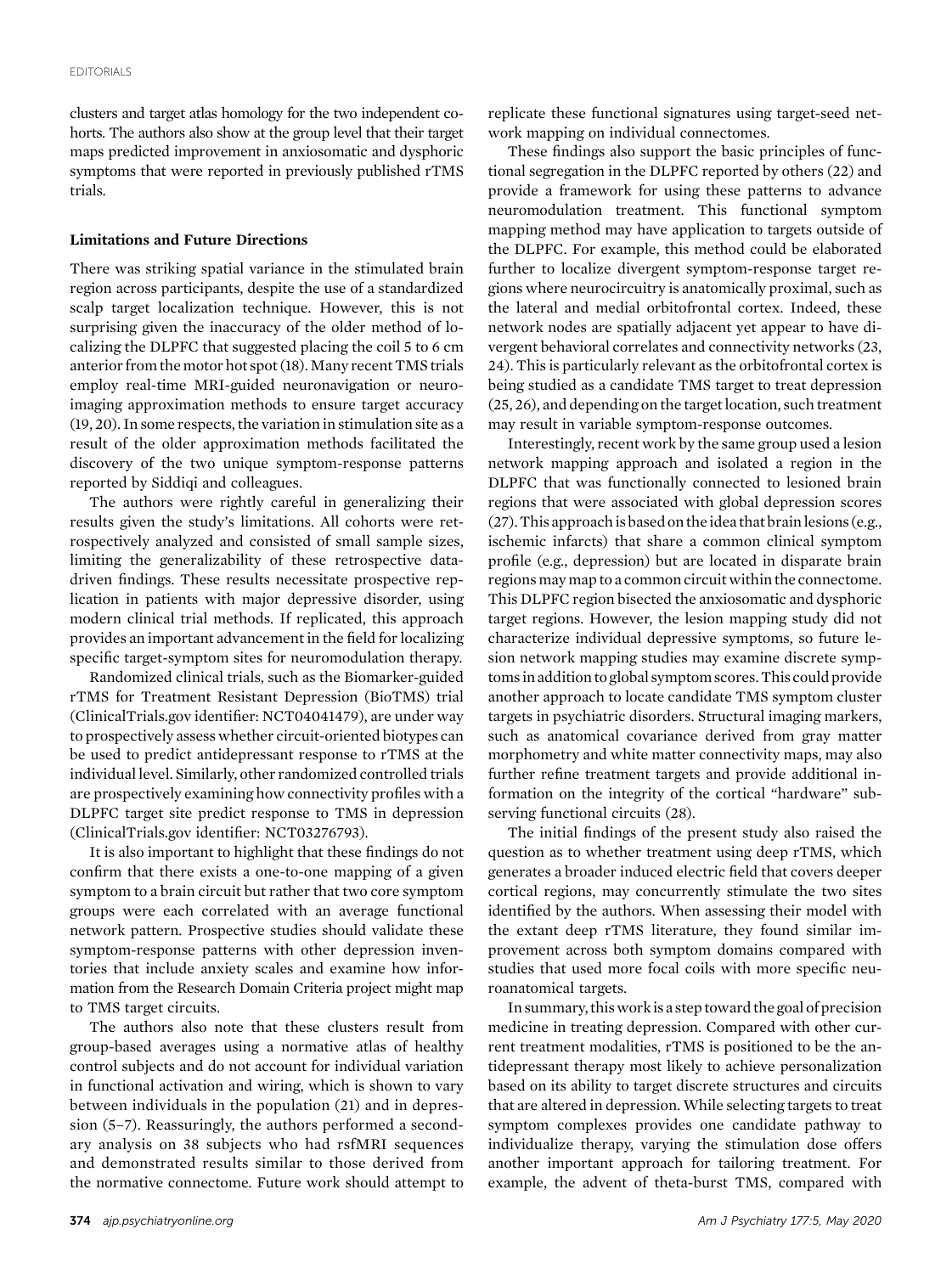clusters and target atlas homology for the two independent cohorts. The authors also show at the group level that their target maps predicted improvement in anxiosomatic and dysphoric symptoms that were reported in previously published rTMS trials.

## Limitations and Future Directions

There was striking spatial variance in the stimulated brain region across participants, despite the use of a standardized scalp target localization technique. However, this is not surprising given the inaccuracy of the older method of localizing the DLPFC that suggested placing the coil 5 to 6 cm anterior from the motor hot spot (18). Many recent TMS trials employ real-time MRI-guided neuronavigation or neuroimaging approximation methods to ensure target accuracy (19, 20). In some respects, the variation in stimulation site as a result of the older approximation methods facilitated the discovery of the two unique symptom-response patterns reported by Siddiqi and colleagues.

The authors were rightly careful in generalizing their results given the study's limitations. All cohorts were retrospectively analyzed and consisted of small sample sizes, limiting the generalizability of these retrospective data-driven findings. These results necessitate prospective replication in patients with major depressive disorder, using modern clinical trial methods. If replicated, this approach provides an important advancement in the field for localizing specific target-symptom sites for neuromodulation therapy.

Randomized clinical trials, such as the Biomarker-guided rTMS for Treatment Resistant Depression (BioTMS) trial (ClinicalTrials.gov identifier: NCT04041479), are under way to prospectively assess whether circuit-oriented biotypes can be used to predict antidepressant response to rTMS at the individual level. Similarly, other randomized controlled trials are prospectively examining how connectivity profiles with a DLPFC target site predict response to TMS in depression (ClinicalTrials.gov identifier: NCT03276793).

It is also important to highlight that these findings do not confirm that there exists a one-to-one mapping of a given symptom to a brain circuit but rather that two core symptom groups were each correlated with an average functional network pattern. Prospective studies should validate these symptom-response patterns with other depression inventories that include anxiety scales and examine how information from the Research Domain Criteria project might map to TMS target circuits.

The authors also note that these clusters result from group-based averages using a normative atlas of healthy control subjects and do not account for individual variation in functional activation and wiring, which is shown to vary between individuals in the population (21) and in depression (5–7). Reassuringly, the authors performed a secondary analysis on 38 subjects who had rsfMRI sequences and demonstrated results similar to those derived from the normative connectome. Future work should attempt to replicate these functional signatures using target-seed network mapping on individual connectomes.

These findings also support the basic principles of functional segregation in the DLPFC reported by others (22) and provide a framework for using these patterns to advance neuromodulation treatment. This functional symptom mapping method may have application to targets outside of the DLPFC. For example, this method could be elaborated further to localize divergent symptom-response target regions where neurocircuitry is anatomically proximal, such as the lateral and medial orbitofrontal cortex. Indeed, these network nodes are spatially adjacent yet appear to have divergent behavioral correlates and connectivity networks (23, 24). This is particularly relevant as the orbitofrontal cortex is being studied as a candidate TMS target to treat depression (25, 26), and depending on the target location, such treatment may result in variable symptom-response outcomes.

Interestingly, recent work by the same group used a lesion network mapping approach and isolated a region in the DLPFC that was functionally connected to lesioned brain regions that were associated with global depression scores (27). This approach is based on the idea that brain lesions (e.g., ischemic infarcts) that share a common clinical symptom profile (e.g., depression) but are located in disparate brain regions may map to a common circuit within the connectome. This DLPFC region bisected the anxiosomatic and dysphoric target regions. However, the lesion mapping study did not characterize individual depressive symptoms, so future lesion network mapping studies may examine discrete symptoms in addition to global symptom scores. This could provide another approach to locate candidate TMS symptom cluster targets in psychiatric disorders. Structural imaging markers, such as anatomical covariance derived from gray matter morphometry and white matter connectivity maps, may also further refine treatment targets and provide additional information on the integrity of the cortical "hardware" subserving functional circuits (28).

The initial findings of the present study also raised the question as to whether treatment using deep rTMS, which generates a broader induced electric field that covers deeper cortical regions, may concurrently stimulate the two sites identified by the authors. When assessing their model with the extant deep rTMS literature, they found similar improvement across both symptom domains compared with studies that used more focal coils with more specific neuroanatomical targets.

In summary, this work is a step toward the goal of precision medicine in treating depression. Compared with other current treatment modalities, rTMS is positioned to be the antidepressant therapy most likely to achieve personalization based on its ability to target discrete structures and circuits that are altered in depression. While selecting targets to treat symptom complexes provides one candidate pathway to individualize therapy, varying the stimulation dose offers another important approach for tailoring treatment. For example, the advent of theta-burst TMS, compared with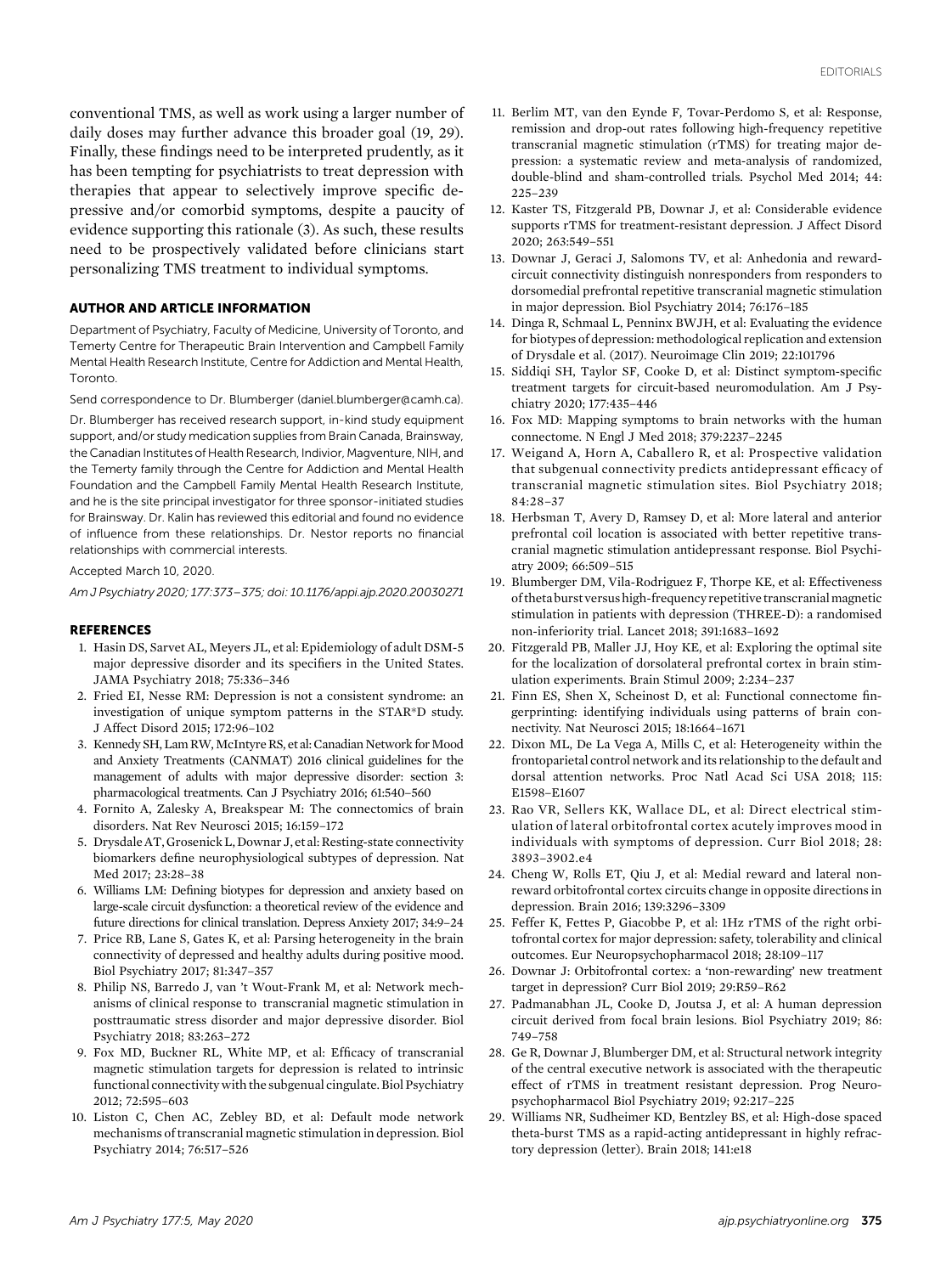conventional TMS, as well as work using a larger number of daily doses may further advance this broader goal (19, 29). Finally, these findings need to be interpreted prudently, as it has been tempting for psychiatrists to treat depression with therapies that appear to selectively improve specific depressive and/or comorbid symptoms, despite a paucity of evidence supporting this rationale (3). As such, these results need to be prospectively validated before clinicians start personalizing TMS treatment to individual symptoms.

### AUTHOR AND ARTICLE INFORMATION

Department of Psychiatry, Faculty of Medicine, University of Toronto, and Temerty Centre for Therapeutic Brain Intervention and Campbell Family Mental Health Research Institute, Centre for Addiction and Mental Health, Toronto.

Send correspondence to Dr. Blumberger (daniel.blumberger@camh.ca).

Dr. Blumberger has received research support, in-kind study equipment support, and/or study medication supplies from Brain Canada, Brainsway, the Canadian Institutes of Health Research, Indivior, Magventure, NIH, and the Temerty family through the Centre for Addiction and Mental Health Foundation and the Campbell Family Mental Health Research Institute, and he is the site principal investigator for three sponsor-initiated studies for Brainsway. Dr. Kalin has reviewed this editorial and found no evidence of influence from these relationships. Dr. Nestor reports no financial relationships with commercial interests.

Accepted March 10, 2020.

*Am J Psychiatry 2020; 177:373–375; doi: 10.1176/appi.ajp.2020.20030271*

### REFERENCES

1. Hasin DS, Sarvet AL, Meyers JL, et al: Epidemiology of adult DSM-5 major depressive disorder and its specifiers in the United States. JAMA Psychiatry 2018; 75:336–346
2. Fried EI, Nesse RM: Depression is not a consistent syndrome: an investigation of unique symptom patterns in the STAR*D study. J Affect Disord 2015; 172:96–102
3. Kennedy SH, Lam RW, McIntyre RS, et al: Canadian Network for Mood and Anxiety Treatments (CANMAT) 2016 clinical guidelines for the management of adults with major depressive disorder: section 3: pharmacological treatments. Can J Psychiatry 2016; 61:540–560
4. Fornito A, Zalesky A, Breakspear M: The connectomics of brain disorders. Nat Rev Neurosci 2015; 16:159–172
5. Drysdale AT, Grosenick L, Downar J, et al: Resting-state connectivity biomarkers define neurophysiological subtypes of depression. Nat Med 2017; 23:28–38
6. Williams LM: Defining biotypes for depression and anxiety based on large-scale circuit dysfunction: a theoretical review of the evidence and future directions for clinical translation. Depress Anxiety 2017; 34:9–24
7. Price RB, Lane S, Gates K, et al: Parsing heterogeneity in the brain connectivity of depressed and healthy adults during positive mood. Biol Psychiatry 2017; 81:347–357
8. Philip NS, Barredo J, van 't Wout-Frank M, et al: Network mechanisms of clinical response to transcranial magnetic stimulation in posttraumatic stress disorder and major depressive disorder. Biol Psychiatry 2018; 83:263–272
9. Fox MD, Buckner RL, White MP, et al: Efficacy of transcranial magnetic stimulation targets for depression is related to intrinsic functional connectivity with the subgenual cingulate. Biol Psychiatry 2012; 72:595–603
10. Liston C, Chen AC, Zebley BD, et al: Default mode network mechanisms of transcranial magnetic stimulation in depression. Biol Psychiatry 2014; 76:517–526
11. Berlim MT, van den Eynde F, Tovar-Perdomo S, et al: Response, remission and drop-out rates following high-frequency repetitive transcranial magnetic stimulation (rTMS) for treating major depression: a systematic review and meta-analysis of randomized, double-blind and sham-controlled trials. Psychol Med 2014; 44: 225–239
12. Kaster TS, Fitzgerald PB, Downar J, et al: Considerable evidence supports rTMS for treatment-resistant depression. J Affect Disord 2020; 263:549–551
13. Downar J, Geraci J, Salomons TV, et al: Anhedonia and reward-circuit connectivity distinguish nonresponders from responders to dorsomedial prefrontal repetitive transcranial magnetic stimulation in major depression. Biol Psychiatry 2014; 76:176–185
14. Dinga R, Schmaal L, Penninx BWJH, et al: Evaluating the evidence for biotypes of depression: methodological replication and extension of Drysdale et al. (2017). Neuroimage Clin 2019; 22:101796
15. Siddiqi SH, Taylor SF, Cooke D, et al: Distinct symptom-specific treatment targets for circuit-based neuromodulation. Am J Psychiatry 2020; 177:435–446
16. Fox MD: Mapping symptoms to brain networks with the human connectome. N Engl J Med 2018; 379:2237–2245
17. Weigand A, Horn A, Caballero R, et al: Prospective validation that subgenual connectivity predicts antidepressant efficacy of transcranial magnetic stimulation sites. Biol Psychiatry 2018; 84:28–37
18. Herbsman T, Avery D, Ramsey D, et al: More lateral and anterior prefrontal coil location is associated with better repetitive transcranial magnetic stimulation antidepressant response. Biol Psychiatry 2009; 66:509–515
19. Blumberger DM, Vila-Rodriguez F, Thorpe KE, et al: Effectiveness of theta burst versus high-frequency repetitive transcranial magnetic stimulation in patients with depression (THREE-D): a randomised non-inferiority trial. Lancet 2018; 391:1683–1692
20. Fitzgerald PB, Maller JJ, Hoy KE, et al: Exploring the optimal site for the localization of dorsolateral prefrontal cortex in brain stimulation experiments. Brain Stimul 2009; 2:234–237
21. Finn ES, Shen X, Scheinost D, et al: Functional connectome fingerprinting: identifying individuals using patterns of brain connectivity. Nat Neurosci 2015; 18:1664–1671
22. Dixon ML, De La Vega A, Mills C, et al: Heterogeneity within the frontoparietal control network and its relationship to the default and dorsal attention networks. Proc Natl Acad Sci USA 2018; 115: E1598–E1607
23. Rao VR, Sellers KK, Wallace DL, et al: Direct electrical stimulation of lateral orbitofrontal cortex acutely improves mood in individuals with symptoms of depression. Curr Biol 2018; 28: 3893–3902.e4
24. Cheng W, Rolls ET, Qiu J, et al: Medial reward and lateral non-reward orbitofrontal cortex circuits change in opposite directions in depression. Brain 2016; 139:3296–3309
25. Feffer K, Fettes P, Giacobbe P, et al: 1Hz rTMS of the right orbitofrontal cortex for major depression: safety, tolerability and clinical outcomes. Eur Neuropsychopharmacol 2018; 28:109–117
26. Downar J: Orbitofrontal cortex: a 'non-rewarding' new treatment target in depression? Curr Biol 2019; 29:R59–R62
27. Padmanabhan JL, Cooke D, Joutsa J, et al: A human depression circuit derived from focal brain lesions. Biol Psychiatry 2019; 86: 749–758
28. Ge R, Downar J, Blumberger DM, et al: Structural network integrity of the central executive network is associated with the therapeutic effect of rTMS in treatment resistant depression. Prog Neuropsychopharmacol Biol Psychiatry 2019; 92:217–225
29. Williams NR, Sudheimer KD, Bentzley BS, et al: High-dose spaced theta-burst TMS as a rapid-acting antidepressant in highly refractory depression (letter). Brain 2018; 141:e18